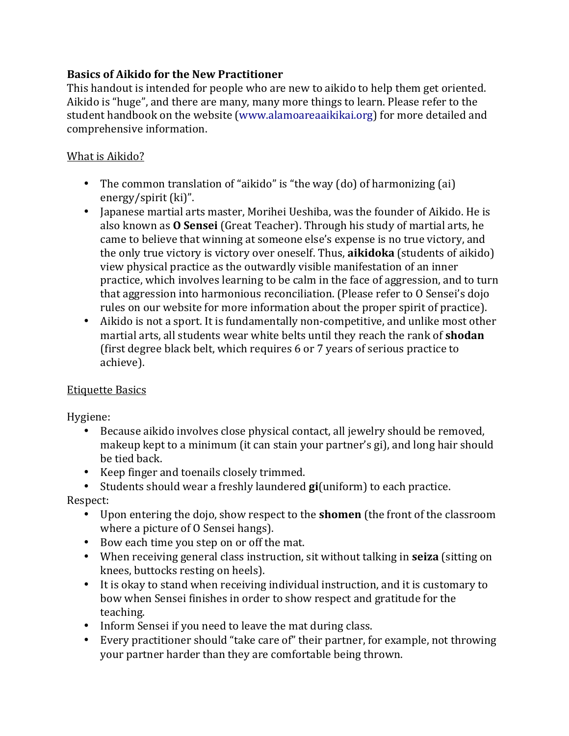# Basics of Aikido for the New Practitioner

This handout is intended for people who are new to aikido to help them get oriented. Aikido is "huge", and there are many, many more things to learn. Please refer to the student handbook on the website (www.alamoareaaikikai.org) for more detailed and comprehensive information.

## What is Aikido?

- The common translation of "aikido" is "the way (do) of harmonizing (ai) energy/spirit (ki)".
- Japanese martial arts master, Morihei Ueshiba, was the founder of Aikido. He is also known as **O Sensei** (Great Teacher). Through his study of martial arts, he came to believe that winning at someone else's expense is no true victory, and the only true victory is victory over oneself. Thus, **aikidoka** (students of aikido) view physical practice as the outwardly visible manifestation of an inner practice, which involves learning to be calm in the face of aggression, and to turn that aggression into harmonious reconciliation. (Please refer to O Sensei's dojo rules on our website for more information about the proper spirit of practice).
- Aikido is not a sport. It is fundamentally non-competitive, and unlike most other martial arts, all students wear white belts until they reach the rank of **shodan** (first degree black belt, which requires 6 or 7 years of serious practice to achieve).

## Etiquette Basics

Hygiene:

- Because aikido involves close physical contact, all jewelry should be removed, makeup kept to a minimum (it can stain your partner's gi), and long hair should be tied back.
- Keep finger and toenails closely trimmed.
- Students should wear a freshly laundered **gi**(uniform) to each practice.

Respect:

- Upon entering the dojo, show respect to the **shomen** (the front of the classroom where a picture of O Sensei hangs).
- Bow each time you step on or off the mat.
- When receiving general class instruction, sit without talking in **seiza** (sitting on knees, buttocks resting on heels).
- It is okay to stand when receiving individual instruction, and it is customary to bow when Sensei finishes in order to show respect and gratitude for the teaching.
- Inform Sensei if you need to leave the mat during class.
- Every practitioner should "take care of" their partner, for example, not throwing your partner harder than they are comfortable being thrown.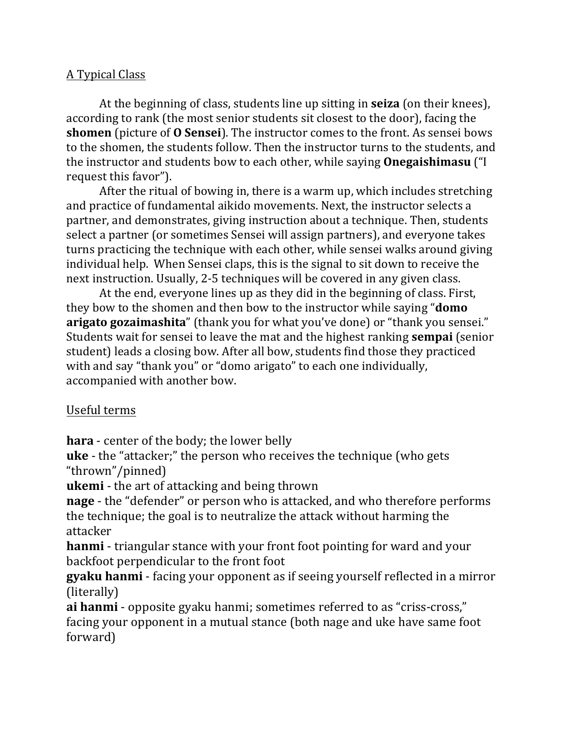<u>A Typical Class</u>

At the beginning of class, students line up sitting in **seiza** (on their knees), according to rank (the most senior students sit closest to the door), facing the **shomen** (picture of **O Sensei**). The instructor comes to the front. As sensei bows to the shomen, the students follow. Then the instructor turns to the students, and the instructor and students bow to each other, while saying **Onegaishimasu** ("I request this favor").

After the ritual of bowing in, there is a warm up, which includes stretching and practice of fundamental aikido movements. Next, the instructor selects a partner, and demonstrates, giving instruction about a technique. Then, students select a partner (or sometimes Sensei will assign partners), and everyone takes turns practicing the technique with each other, while sensei walks around giving individual help. When Sensei claps, this is the signal to sit down to receive the next instruction. Usually, 2-5 techniques will be covered in any given class.

At the end, everyone lines up as they did in the beginning of class. First, they bow to the shomen and then bow to the instructor while saying "**domo arigato gozaimashita**" (thank you for what you've done) or "thank you sensei." Students wait for sensei to leave the mat and the highest ranking **sempai** (senior student) leads a closing bow. After all bow, students find those they practiced with and say "thank you" or "domo arigato" to each one individually, accompanied with another bow.

<u>Useful terms</u>

**hara** - center of the body; the lower belly
**uke** - the "attacker;" the person who receives the technique (who gets "thrown"/pinned)
**ukemi** - the art of attacking and being thrown
**nage** - the "defender" or person who is attacked, and who therefore performs the technique; the goal is to neutralize the attack without harming the attacker
**hanmi** - triangular stance with your front foot pointing for ward and your backfoot perpendicular to the front foot
**gyaku hanmi** - facing your opponent as if seeing yourself reflected in a mirror (literally)
**ai hanmi** - opposite gyaku hanmi; sometimes referred to as "criss-cross," facing your opponent in a mutual stance (both nage and uke have same foot forward)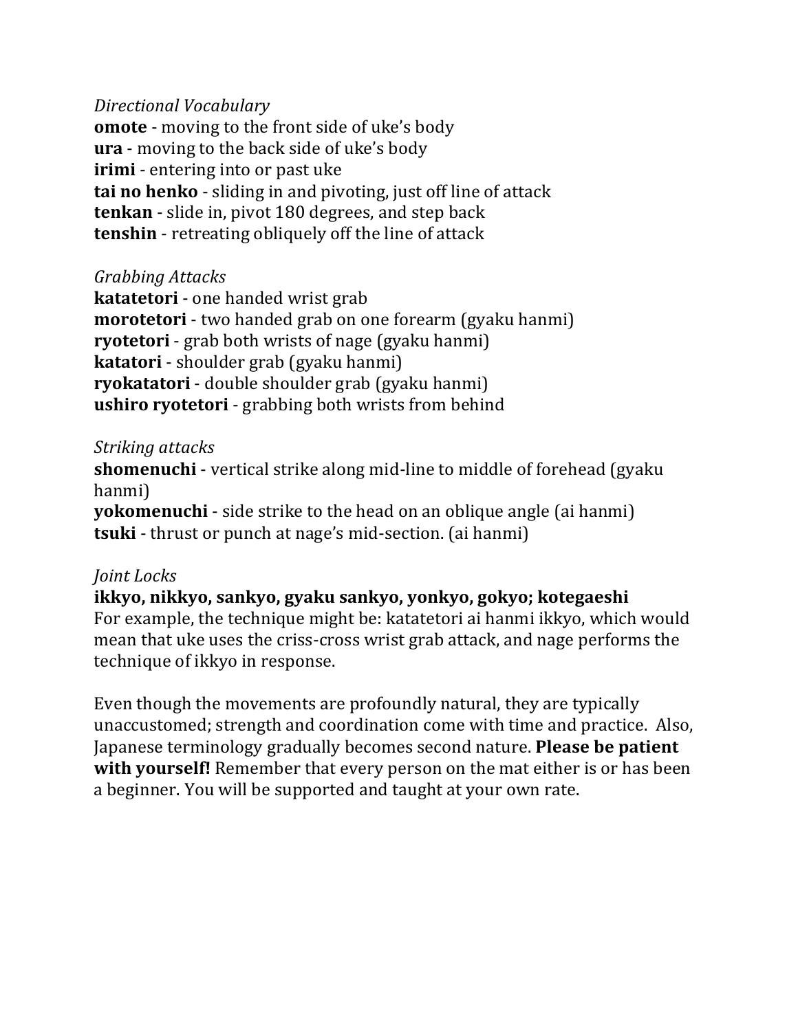*Directional Vocabulary*

**omote** - moving to the front side of uke's body
**ura** - moving to the back side of uke's body
**irimi** - entering into or past uke
**tai no henko** - sliding in and pivoting, just off line of attack
**tenkan** - slide in, pivot 180 degrees, and step back
**tenshin** - retreating obliquely off the line of attack

*Grabbing Attacks*

**katatetori** - one handed wrist grab
**morotetori** - two handed grab on one forearm (gyaku hanmi)
**ryotetori** - grab both wrists of nage (gyaku hanmi)
**katatori** - shoulder grab (gyaku hanmi)
**ryokatatori** - double shoulder grab (gyaku hanmi)
**ushiro ryotetori** - grabbing both wrists from behind

*Striking attacks*

**shomenuchi** - vertical strike along mid-line to middle of forehead (gyaku hanmi)
**yokomenuchi** - side strike to the head on an oblique angle (ai hanmi)
**tsuki** - thrust or punch at nage's mid-section. (ai hanmi)

*Joint Locks*

**ikkyo, nikkyo, sankyo, gyaku sankyo, yonkyo, gokyo; kotegaeshi**
For example, the technique might be: katatetori ai hanmi ikkyo, which would mean that uke uses the criss-cross wrist grab attack, and nage performs the technique of ikkyo in response.

Even though the movements are profoundly natural, they are typically unaccustomed; strength and coordination come with time and practice. Also, Japanese terminology gradually becomes second nature. **Please be patient with yourself!** Remember that every person on the mat either is or has been a beginner. You will be supported and taught at your own rate.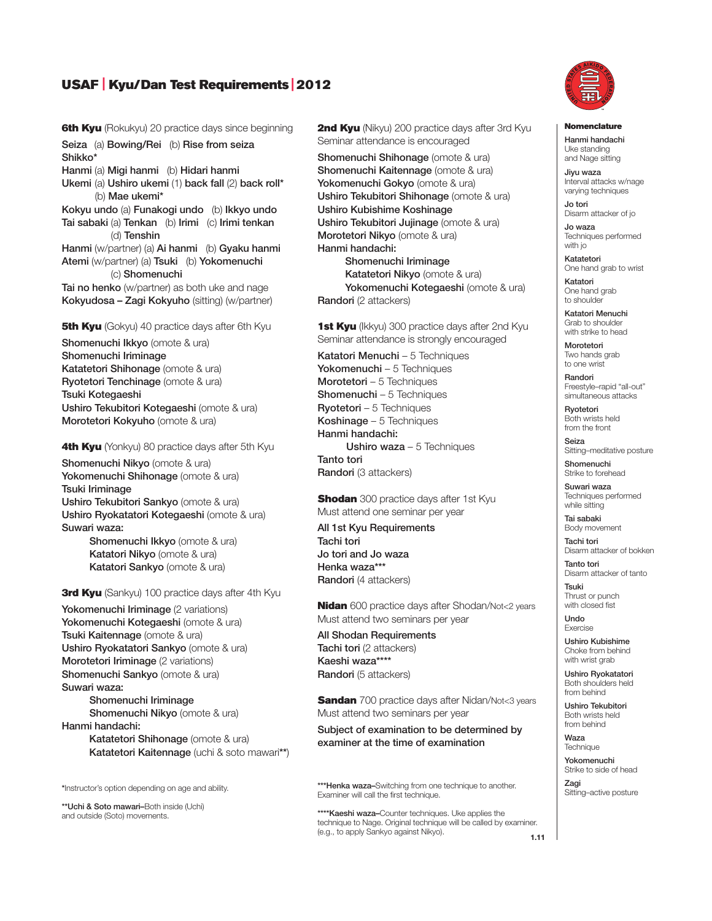# USAF | Kyu/Dan Test Requirements | 2012

**6th Kyu** (Rokukyu) 20 practice days since beginning

Seiza (a) Bowing/Rei (b) Rise from seiza
Shikko*
Hanmi (a) Migi hanmi (b) Hidari hanmi
Ukemi (a) Ushiro ukemi (1) back fall (2) back roll*
(b) Mae ukemi*
Kokyu undo (a) Funakogi undo (b) Ikkyo undo
Tai sabaki (a) Tenkan (b) Irimi (c) Irimi tenkan
(d) Tenshin
Hanmi (w/partner) (a) Ai hanmi (b) Gyaku hanmi
Atemi (w/partner) (a) Tsuki (b) Yokomenuchi
(c) Shomenuchi
Tai no henko (w/partner) as both uke and nage
Kokyudosa – Zagi Kokyuho (sitting) (w/partner)

**5th Kyu** (Gokyu) 40 practice days after 6th Kyu

Shomenuchi Ikkyo (omote & ura)
Shomenuchi Iriminage
Katatetori Shihonage (omote & ura)
Ryotetori Tenchinage (omote & ura)
Tsuki Kotegaeshi
Ushiro Tekubitori Kotegaeshi (omote & ura)
Morotetori Kokyuho (omote & ura)

**4th Kyu** (Yonkyu) 80 practice days after 5th Kyu

Shomenuchi Nikyo (omote & ura)
Yokomenuchi Shihonage (omote & ura)
Tsuki Iriminage
Ushiro Tekubitori Sankyo (omote & ura)
Ushiro Ryokatatori Kotegaeshi (omote & ura)
Suwari waza:
- Shomenuchi Ikkyo (omote & ura)
- Katatori Nikyo (omote & ura)
- Katatori Sankyo (omote & ura)

**3rd Kyu** (Sankyu) 100 practice days after 4th Kyu

Yokomenuchi Iriminage (2 variations)
Yokomenuchi Kotegaeshi (omote & ura)
Tsuki Kaitennage (omote & ura)
Ushiro Ryokatatori Sankyo (omote & ura)
Morotetori Iriminage (2 variations)
Shomenuchi Sankyo (omote & ura)
Suwari waza:
- Shomenuchi Iriminage
- Shomenuchi Nikyo (omote & ura)

Hanmi handachi:
- Katatetori Shihonage (omote & ura)
- Katatetori Kaitennage (uchi & soto mawari**)

*Instructor's option depending on age and ability.

**Uchi & Soto mawari–Both inside (Uchi) and outside (Soto) movements.

**2nd Kyu** (Nikyu) 200 practice days after 3rd Kyu
Seminar attendance is encouraged

Shomenuchi Shihonage (omote & ura)
Shomenuchi Kaitennage (omote & ura)
Yokomenuchi Gokyo (omote & ura)
Ushiro Tekubitori Shihonage (omote & ura)
Ushiro Kubishime Koshinage
Ushiro Tekubitori Jujinage (omote & ura)
Morotetori Nikyo (omote & ura)
Hanmi handachi:
- Shomenuchi Iriminage
- Katatetori Nikyo (omote & ura)
- Yokomenuchi Kotegaeshi (omote & ura)

Randori (2 attackers)

**1st Kyu** (Ikkyo) 300 practice days after 2nd Kyu
Seminar attendance is strongly encouraged

Katatori Menuchi – 5 Techniques
Yokomenuchi – 5 Techniques
Morotetori – 5 Techniques
Shomenuchi – 5 Techniques
Ryotetori – 5 Techniques
Koshinage – 5 Techniques
Hanmi handachi:
- Ushiro waza – 5 Techniques

Tanto tori
Randori (3 attackers)

**Shodan** 300 practice days after 1st Kyu
Must attend one seminar per year

All 1st Kyu Requirements
Tachi tori
Jo tori and Jo waza
Henka waza***
Randori (4 attackers)

**Nidan** 600 practice days after Shodan/Not<2 years
Must attend two seminars per year

All Shodan Requirements
Tachi tori (2 attackers)
Kaeshi waza****
Randori (5 attackers)

**Sandan** 700 practice days after Nidan/Not<3 years
Must attend two seminars per year

Subject of examination to be determined by examiner at the time of examination

***Henka waza–Switching from one technique to another. Examiner will call the first technique.

****Kaeshi waza–Counter techniques. Uke applies the technique to Nage. Original technique will be called by examiner. (e.g., to apply Sankyo against Nikyo).

### Nomenclature

**Hanmi handachi** – Uke standing and Nage sitting
**Jiyu waza** – Interval attacks w/nage varying techniques
**Jo tori** – Disarm attacker of jo
**Jo waza** – Techniques performed with jo
**Katatetori** – One hand grab to wrist
**Katatori** – One hand grab to shoulder
**Katatori Menuchi** – Grab to shoulder with strike to head
**Morotetori** – Two hands grab to one wrist
**Randori** – Freestyle–rapid "all-out" simultaneous attacks
**Ryotetori** – Both wrists held from the front
**Seiza** – Sitting–meditative posture
**Shomenuchi** – Strike to forehead
**Suwari waza** – Techniques performed while sitting
**Tai sabaki** – Body movement
**Tachi tori** – Disarm attacker of bokken
**Tanto tori** – Disarm attacker of tanto
**Tsuki** – Thrust or punch with closed fist
**Undo** – Exercise
**Ushiro Kubishime** – Choke from behind with wrist grab
**Ushiro Ryokatatori** – Both shoulders held from behind
**Ushiro Tekubitori** – Both wrists held from behind
**Waza** – Technique
**Yokomenuchi** – Strike to side of head
**Zagi** – Sitting–active posture